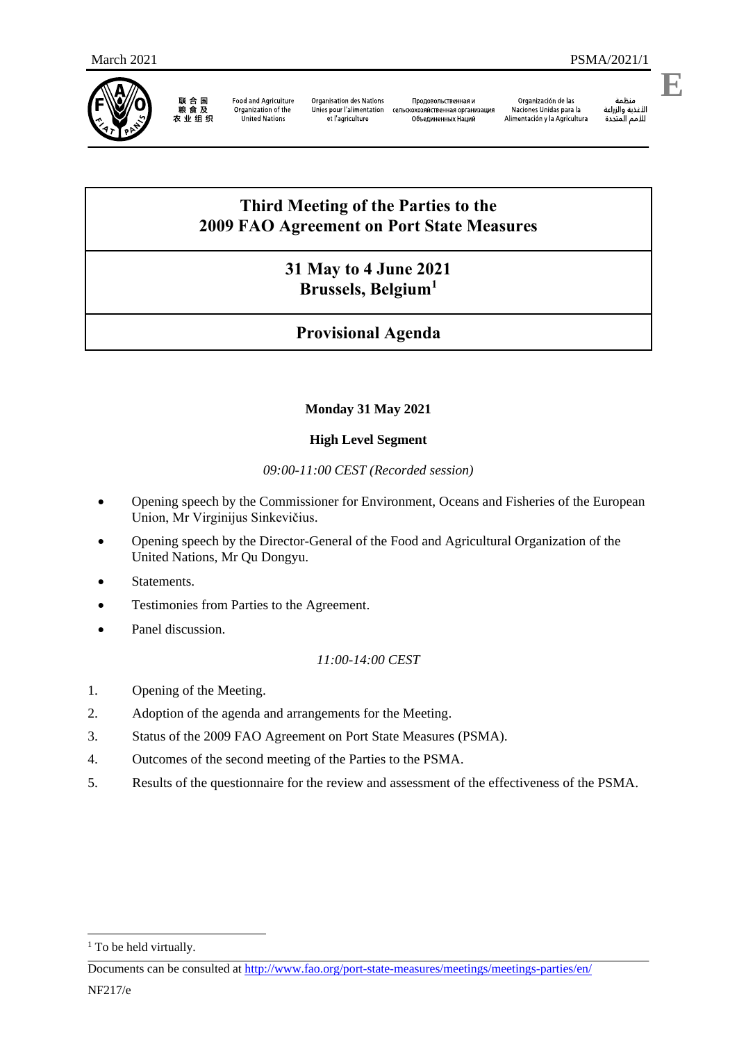March 2021 PSMA/2021/1

联合国粮食及农业组织 | Food and Agriculture Organization of the United Nations | Organisation des Nations Unies pour l'alimentation et l'agriculture | Продовольственная и сельскохозяйственная организация Объединенных Наций | Organización de las Naciones Unidas para la Alimentación y la Agricultura | منظمة الأغذية والزراعة للأمم المتحدة

E

# Third Meeting of the Parties to the 2009 FAO Agreement on Port State Measures

## 31 May to 4 June 2021 Brussels, Belgium[1]

## Provisional Agenda

**Monday 31 May 2021**

**High Level Segment**

*09:00-11:00 CEST (Recorded session)*

- Opening speech by the Commissioner for Environment, Oceans and Fisheries of the European Union, Mr Virginijus Sinkevičius.
- Opening speech by the Director-General of the Food and Agricultural Organization of the United Nations, Mr Qu Dongyu.
- Statements.
- Testimonies from Parties to the Agreement.
- Panel discussion.

*11:00-14:00 CEST*

1. Opening of the Meeting.
2. Adoption of the agenda and arrangements for the Meeting.
3. Status of the 2009 FAO Agreement on Port State Measures (PSMA).
4. Outcomes of the second meeting of the Parties to the PSMA.
5. Results of the questionnaire for the review and assessment of the effectiveness of the PSMA.

[1] To be held virtually.

Documents can be consulted at http://www.fao.org/port-state-measures/meetings/meetings-parties/en/

NF217/e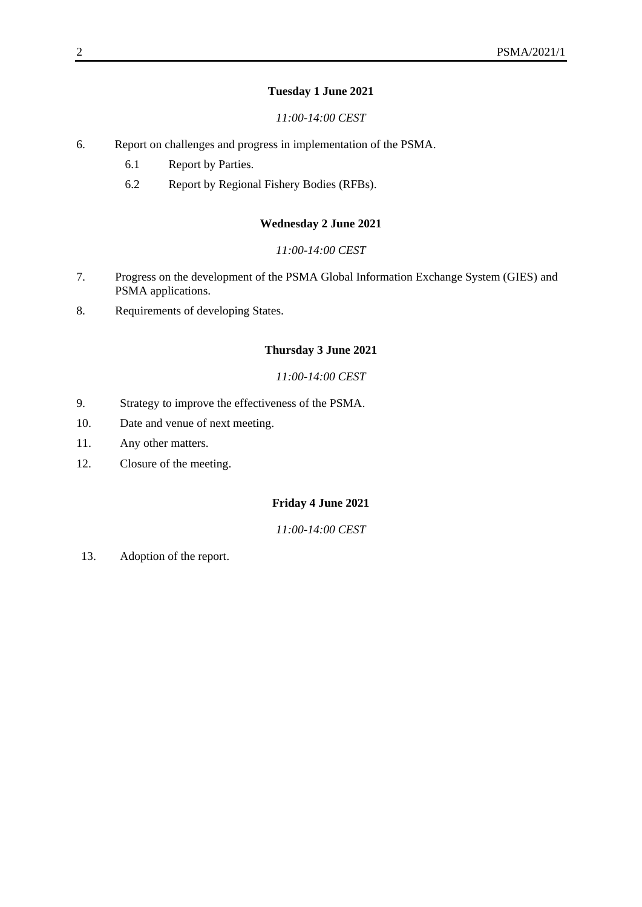**Tuesday 1 June 2021**

*11:00-14:00 CEST*

6. Report on challenges and progress in implementation of the PSMA.
   - 6.1 Report by Parties.
   - 6.2 Report by Regional Fishery Bodies (RFBs).

**Wednesday 2 June 2021**

*11:00-14:00 CEST*

7. Progress on the development of the PSMA Global Information Exchange System (GIES) and PSMA applications.
8. Requirements of developing States.

**Thursday 3 June 2021**

*11:00-14:00 CEST*

9. Strategy to improve the effectiveness of the PSMA.
10. Date and venue of next meeting.
11. Any other matters.
12. Closure of the meeting.

**Friday 4 June 2021**

*11:00-14:00 CEST*

13. Adoption of the report.